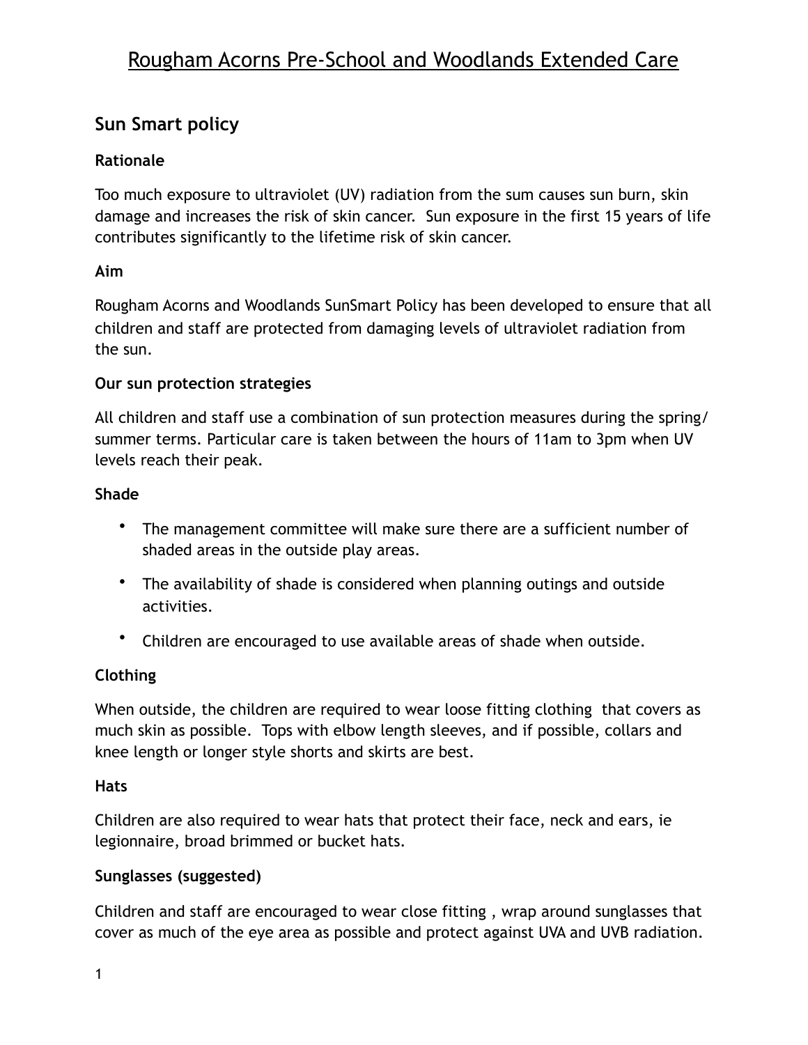# Rougham Acorns Pre-School and Woodlands Extended Care

## Sun Smart policy

### Rationale

Too much exposure to ultraviolet (UV) radiation from the sum causes sun burn, skin damage and increases the risk of skin cancer. Sun exposure in the first 15 years of life contributes significantly to the lifetime risk of skin cancer.

### Aim

Rougham Acorns and Woodlands SunSmart Policy has been developed to ensure that all children and staff are protected from damaging levels of ultraviolet radiation from the sun.

### Our sun protection strategies

All children and staff use a combination of sun protection measures during the spring/summer terms. Particular care is taken between the hours of 11am to 3pm when UV levels reach their peak.

### Shade

- The management committee will make sure there are a sufficient number of shaded areas in the outside play areas.
- The availability of shade is considered when planning outings and outside activities.
- Children are encouraged to use available areas of shade when outside.

### Clothing

When outside, the children are required to wear loose fitting clothing that covers as much skin as possible. Tops with elbow length sleeves, and if possible, collars and knee length or longer style shorts and skirts are best.

### Hats

Children are also required to wear hats that protect their face, neck and ears, ie legionnaire, broad brimmed or bucket hats.

### Sunglasses (suggested)

Children and staff are encouraged to wear close fitting , wrap around sunglasses that cover as much of the eye area as possible and protect against UVA and UVB radiation.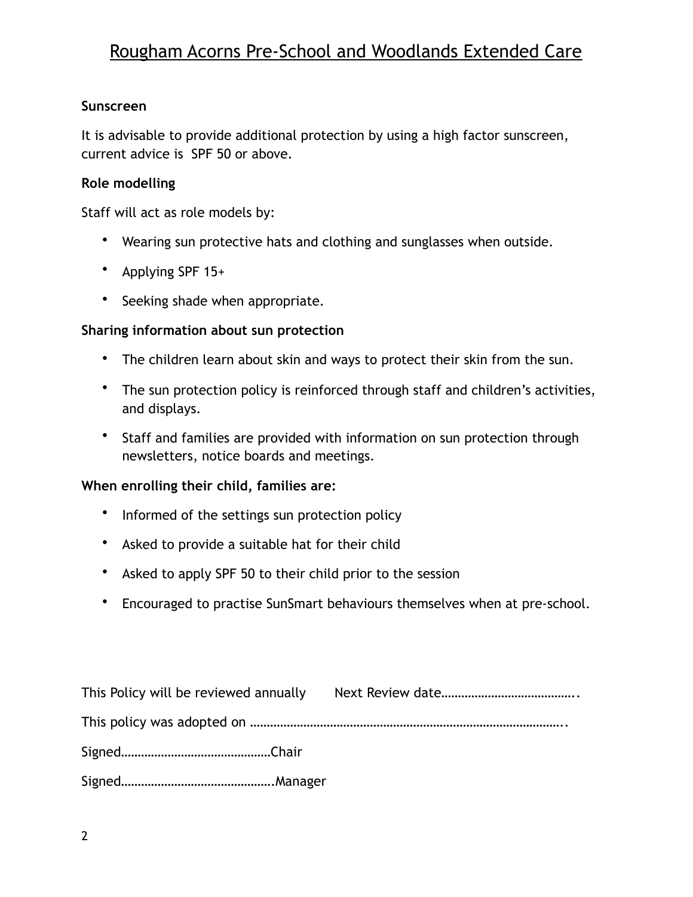**Sunscreen**

It is advisable to provide additional protection by using a high factor sunscreen, current advice is  SPF 50 or above.

**Role modelling**

Staff will act as role models by:

- Wearing sun protective hats and clothing and sunglasses when outside.
- Applying SPF 15+
- Seeking shade when appropriate.

**Sharing information about sun protection**

- The children learn about skin and ways to protect their skin from the sun.
- The sun protection policy is reinforced through staff and children's activities, and displays.
- Staff and families are provided with information on sun protection through newsletters, notice boards and meetings.

**When enrolling their child, families are:**

- Informed of the settings sun protection policy
- Asked to provide a suitable hat for their child
- Asked to apply SPF 50 to their child prior to the session
- Encouraged to practise SunSmart behaviours themselves when at pre-school.

This Policy will be reviewed annually       Next Review date…………………………………..

This policy was adopted on ……………………………………………………………………………..

Signed………………………………………Chair

Signed……………………………………….Manager